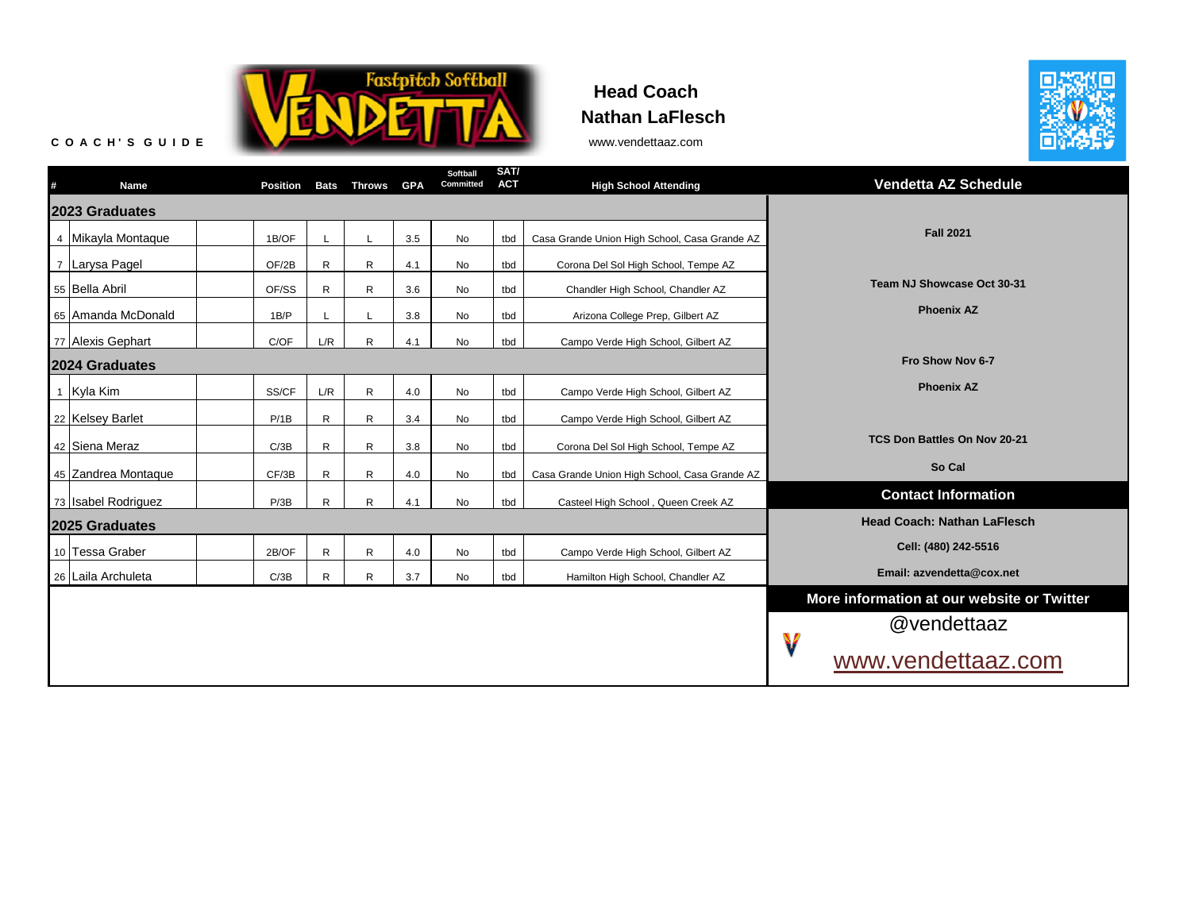COACH'S GUIDE

Fastpitch Softball VENDETTA

**Head Coach**
**Nathan LaFlesch**
www.vendettaaz.com

| # | Name | Position | Bats | Throws | GPA | Softball Committed | SAT/ ACT | High School Attending |
|---|---|---|---|---|---|---|---|---|
| **2023 Graduates** | | | | | | | | |
| 4 | Mikayla Montaque | 1B/OF | L | L | 3.5 | No | tbd | Casa Grande Union High School, Casa Grande AZ |
| 7 | Larysa Pagel | OF/2B | R | R | 4.1 | No | tbd | Corona Del Sol High School, Tempe AZ |
| 55 | Bella Abril | OF/SS | R | R | 3.6 | No | tbd | Chandler High School, Chandler AZ |
| 65 | Amanda McDonald | 1B/P | L | L | 3.8 | No | tbd | Arizona College Prep, Gilbert AZ |
| 77 | Alexis Gephart | C/OF | L/R | R | 4.1 | No | tbd | Campo Verde High School, Gilbert AZ |
| **2024 Graduates** | | | | | | | | |
| 1 | Kyla Kim | SS/CF | L/R | R | 4.0 | No | tbd | Campo Verde High School, Gilbert AZ |
| 22 | Kelsey Barlet | P/1B | R | R | 3.4 | No | tbd | Campo Verde High School, Gilbert AZ |
| 42 | Siena Meraz | C/3B | R | R | 3.8 | No | tbd | Corona Del Sol High School, Tempe AZ |
| 45 | Zandrea Montaque | CF/3B | R | R | 4.0 | No | tbd | Casa Grande Union High School, Casa Grande AZ |
| 73 | Isabel Rodriguez | P/3B | R | R | 4.1 | No | tbd | Casteel High School , Queen Creek AZ |
| **2025 Graduates** | | | | | | | | |
| 10 | Tessa Graber | 2B/OF | R | R | 4.0 | No | tbd | Campo Verde High School, Gilbert AZ |
| 26 | Laila Archuleta | C/3B | R | R | 3.7 | No | tbd | Hamilton High School, Chandler AZ |

## Vendetta AZ Schedule

**Fall 2021**

**Team NJ Showcase Oct 30-31**
**Phoenix AZ**

**Fro Show Nov 6-7**
**Phoenix AZ**

**TCS Don Battles On Nov 20-21**
**So Cal**

## Contact Information

**Head Coach: Nathan LaFlesch**
**Cell: (480) 242-5516**
**Email: azvendetta@cox.net**

## More information at our website or Twitter

@vendettaaz

www.vendettaaz.com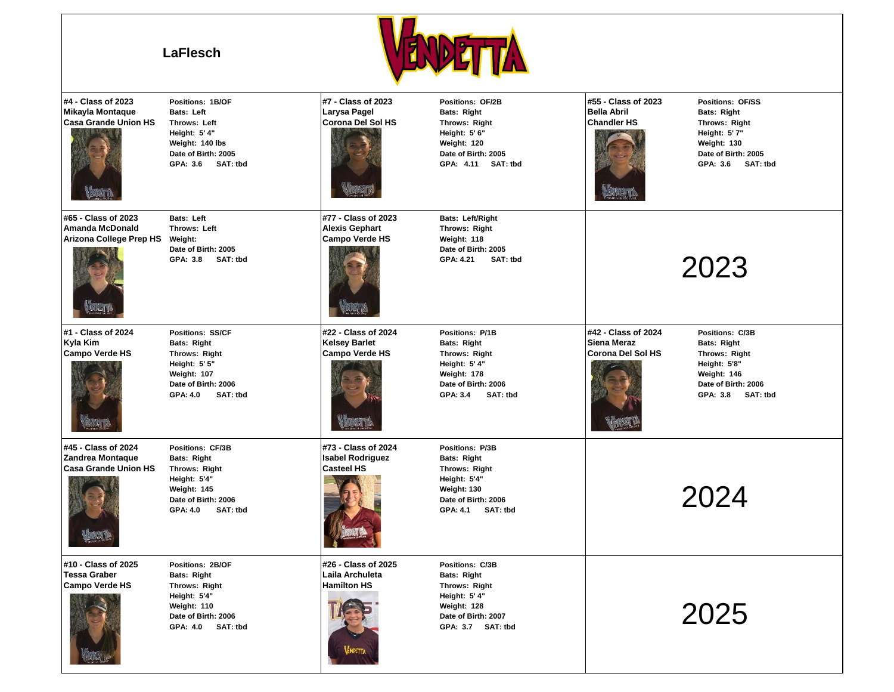**LaFlesch**

VENDETTA

| | | |
|---|---|---|
| **#4 - Class of 2023**<br>**Mikayla Montaque**<br>**Casa Grande Union HS**<br>Positions: 1B/OF<br>Bats: Left<br>Throws: Left<br>Height: 5' 4"<br>Weight: 140 lbs<br>Date of Birth: 2005<br>GPA: 3.6 SAT: tbd | **#7 - Class of 2023**<br>**Larysa Pagel**<br>**Corona Del Sol HS**<br>Positions: OF/2B<br>Bats: Right<br>Throws: Right<br>Height: 5' 6"<br>Weight: 120<br>Date of Birth: 2005<br>GPA: 4.11 SAT: tbd | **#55 - Class of 2023**<br>**Bella Abril**<br>**Chandler HS**<br>Positions: OF/SS<br>Bats: Right<br>Throws: Right<br>Height: 5' 7"<br>Weight: 130<br>Date of Birth: 2005<br>GPA: 3.6 SAT: tbd |
| **#65 - Class of 2023**<br>**Amanda McDonald**<br>**Arizona College Prep HS**<br>Bats: Left<br>Throws: Left<br>Weight:<br>Date of Birth: 2005<br>GPA: 3.8 SAT: tbd | **#77 - Class of 2023**<br>**Alexis Gephart**<br>**Campo Verde HS**<br>Bats: Left/Right<br>Throws: Right<br>Weight: 118<br>Date of Birth: 2005<br>GPA: 4.21 SAT: tbd | 2023 |
| **#1 - Class of 2024**<br>**Kyla Kim**<br>**Campo Verde HS**<br>Positions: SS/CF<br>Bats: Right<br>Throws: Right<br>Height: 5' 5"<br>Weight: 107<br>Date of Birth: 2006<br>GPA: 4.0 SAT: tbd | **#22 - Class of 2024**<br>**Kelsey Barlet**<br>**Campo Verde HS**<br>Positions: P/1B<br>Bats: Right<br>Throws: Right<br>Height: 5' 4"<br>Weight: 178<br>Date of Birth: 2006<br>GPA: 3.4 SAT: tbd | **#42 - Class of 2024**<br>**Siena Meraz**<br>**Corona Del Sol HS**<br>Positions: C/3B<br>Bats: Right<br>Throws: Right<br>Height: 5'8"<br>Weight: 146<br>Date of Birth: 2006<br>GPA: 3.8 SAT: tbd |
| **#45 - Class of 2024**<br>**Zandrea Montaque**<br>**Casa Grande Union HS**<br>Positions: CF/3B<br>Bats: Right<br>Throws: Right<br>Height: 5'4"<br>Weight: 145<br>Date of Birth: 2006<br>GPA: 4.0 SAT: tbd | **#73 - Class of 2024**<br>**Isabel Rodriguez**<br>**Casteel HS**<br>Positions: P/3B<br>Bats: Right<br>Throws: Right<br>Height: 5'4"<br>Weight: 130<br>Date of Birth: 2006<br>GPA: 4.1 SAT: tbd | 2024 |
| **#10 - Class of 2025**<br>**Tessa Graber**<br>**Campo Verde HS**<br>Positions: 2B/OF<br>Bats: Right<br>Throws: Right<br>Height: 5'4"<br>Weight: 110<br>Date of Birth: 2006<br>GPA: 4.0 SAT: tbd | **#26 - Class of 2025**<br>**Laila Archuleta**<br>**Hamilton HS**<br>Positions: C/3B<br>Bats: Right<br>Throws: Right<br>Height: 5' 4"<br>Weight: 128<br>Date of Birth: 2007<br>GPA: 3.7 SAT: tbd | 2025 |